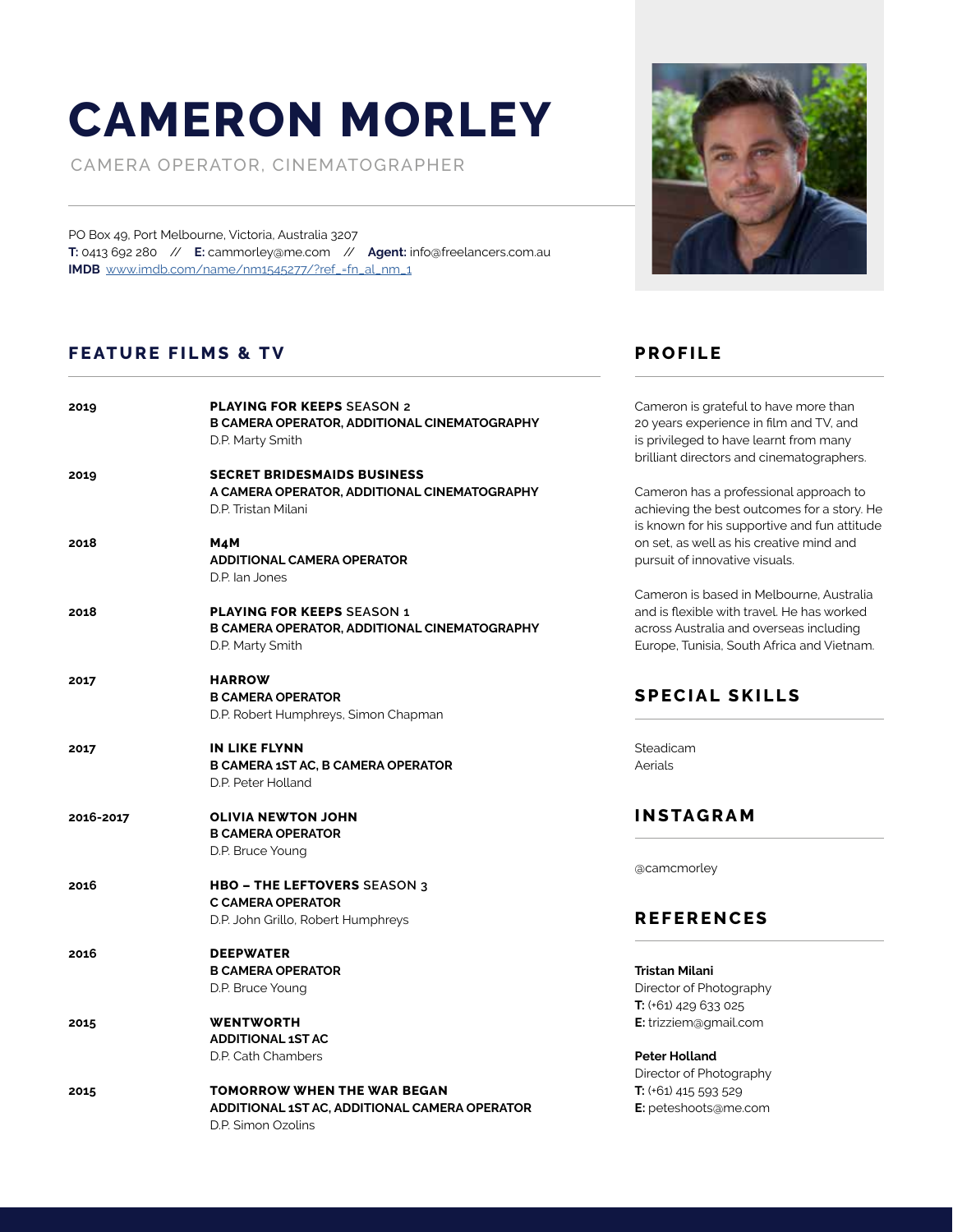# CAMERON MORLEY

CAMERA OPERATOR, CINEMATOGRAPHER

PO Box 49, Port Melbourne, Victoria, Australia 3207
**T:** 0413 692 280 // **E:** cammorley@me.com // **Agent:** info@freelancers.com.au
**IMDB** [www.imdb.com/name/nm1545277/?ref_=fn_al_nm_1](www.imdb.com/name/nm1545277/?ref_=fn_al_nm_1)

## FEATURE FILMS & TV

**2019**
**PLAYING FOR KEEPS** SEASON 2
**B CAMERA OPERATOR, ADDITIONAL CINEMATOGRAPHY**
D.P. Marty Smith

**2019**
**SECRET BRIDESMAIDS BUSINESS**
**A CAMERA OPERATOR, ADDITIONAL CINEMATOGRAPHY**
D.P. Tristan Milani

**2018**
**M4M**
**ADDITIONAL CAMERA OPERATOR**
D.P. Ian Jones

**2018**
**PLAYING FOR KEEPS** SEASON 1
**B CAMERA OPERATOR, ADDITIONAL CINEMATOGRAPHY**
D.P. Marty Smith

**2017**
**HARROW**
**B CAMERA OPERATOR**
D.P. Robert Humphreys, Simon Chapman

**2017**
**IN LIKE FLYNN**
**B CAMERA 1ST AC, B CAMERA OPERATOR**
D.P. Peter Holland

**2016-2017**
**OLIVIA NEWTON JOHN**
**B CAMERA OPERATOR**
D.P. Bruce Young

**2016**
**HBO – THE LEFTOVERS** SEASON 3
**C CAMERA OPERATOR**
D.P. John Grillo, Robert Humphreys

**2016**
**DEEPWATER**
**B CAMERA OPERATOR**
D.P. Bruce Young

**2015**
**WENTWORTH**
**ADDITIONAL 1ST AC**
D.P. Cath Chambers

**2015**
**TOMORROW WHEN THE WAR BEGAN**
**ADDITIONAL 1ST AC, ADDITIONAL CAMERA OPERATOR**
D.P. Simon Ozolins

## PROFILE

Cameron is grateful to have more than 20 years experience in film and TV, and is privileged to have learnt from many brilliant directors and cinematographers.

Cameron has a professional approach to achieving the best outcomes for a story. He is known for his supportive and fun attitude on set, as well as his creative mind and pursuit of innovative visuals.

Cameron is based in Melbourne, Australia and is flexible with travel. He has worked across Australia and overseas including Europe, Tunisia, South Africa and Vietnam.

## SPECIAL SKILLS

Steadicam
Aerials

## INSTAGRAM

@camcmorley

## REFERENCES

**Tristan Milani**
Director of Photography
**T:** (+61) 429 633 025
**E:** trizziem@gmail.com

**Peter Holland**
Director of Photography
**T:** (+61) 415 593 529
**E:** peteshoots@me.com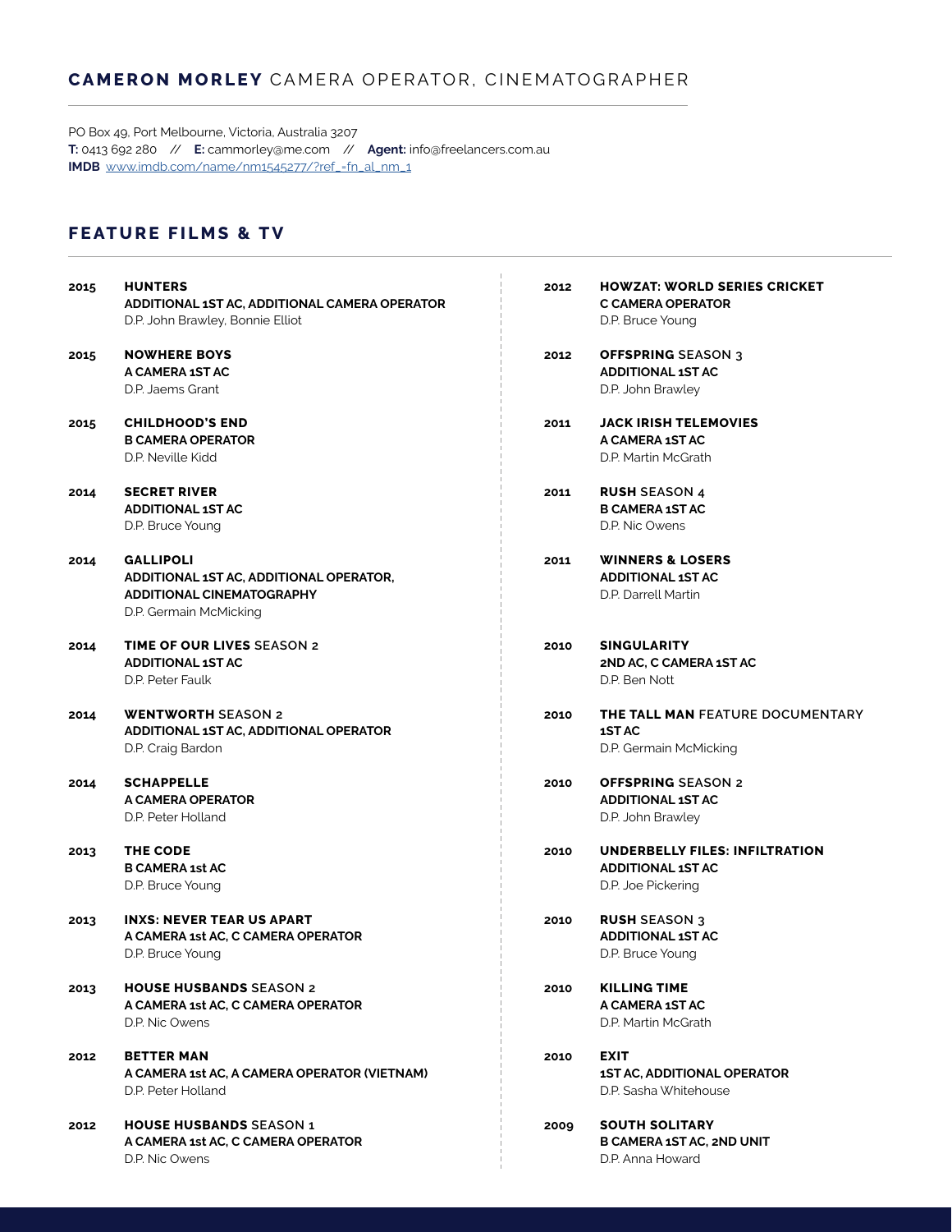## **CAMERON MORLEY** CAMERA OPERATOR, CINEMATOGRAPHER

PO Box 49, Port Melbourne, Victoria, Australia 3207
**T:** 0413 692 280 // **E:** cammorley@me.com // **Agent:** info@freelancers.com.au
**IMDB** www.imdb.com/name/nm1545277/?ref_=fn_al_nm_1

## FEATURE FILMS & TV

**2015** **HUNTERS**
**ADDITIONAL 1ST AC, ADDITIONAL CAMERA OPERATOR**
D.P. John Brawley, Bonnie Elliot

**2015** **NOWHERE BOYS**
**A CAMERA 1ST AC**
D.P. Jaems Grant

**2015** **CHILDHOOD'S END**
**B CAMERA OPERATOR**
D.P. Neville Kidd

**2014** **SECRET RIVER**
**ADDITIONAL 1ST AC**
D.P. Bruce Young

**2014** **GALLIPOLI**
**ADDITIONAL 1ST AC, ADDITIONAL OPERATOR, ADDITIONAL CINEMATOGRAPHY**
D.P. Germain McMicking

**2014** **TIME OF OUR LIVES** SEASON 2
**ADDITIONAL 1ST AC**
D.P. Peter Faulk

**2014** **WENTWORTH** SEASON 2
**ADDITIONAL 1ST AC, ADDITIONAL OPERATOR**
D.P. Craig Bardon

**2014** **SCHAPPELLE**
**A CAMERA OPERATOR**
D.P. Peter Holland

**2013** **THE CODE**
**B CAMERA 1st AC**
D.P. Bruce Young

**2013** **INXS: NEVER TEAR US APART**
**A CAMERA 1st AC, C CAMERA OPERATOR**
D.P. Bruce Young

**2013** **HOUSE HUSBANDS** SEASON 2
**A CAMERA 1st AC, C CAMERA OPERATOR**
D.P. Nic Owens

**2012** **BETTER MAN**
**A CAMERA 1st AC, A CAMERA OPERATOR (VIETNAM)**
D.P. Peter Holland

**2012** **HOUSE HUSBANDS** SEASON 1
**A CAMERA 1st AC, C CAMERA OPERATOR**
D.P. Nic Owens

**2012** **HOWZAT: WORLD SERIES CRICKET**
**C CAMERA OPERATOR**
D.P. Bruce Young

**2012** **OFFSPRING** SEASON 3
**ADDITIONAL 1ST AC**
D.P. John Brawley

**2011** **JACK IRISH TELEMOVIES**
**A CAMERA 1ST AC**
D.P. Martin McGrath

**2011** **RUSH** SEASON 4
**B CAMERA 1ST AC**
D.P. Nic Owens

**2011** **WINNERS & LOSERS**
**ADDITIONAL 1ST AC**
D.P. Darrell Martin

**2010** **SINGULARITY**
**2ND AC, C CAMERA 1ST AC**
D.P. Ben Nott

**2010** **THE TALL MAN** FEATURE DOCUMENTARY
**1ST AC**
D.P. Germain McMicking

**2010** **OFFSPRING** SEASON 2
**ADDITIONAL 1ST AC**
D.P. John Brawley

**2010** **UNDERBELLY FILES: INFILTRATION**
**ADDITIONAL 1ST AC**
D.P. Joe Pickering

**2010** **RUSH** SEASON 3
**ADDITIONAL 1ST AC**
D.P. Bruce Young

**2010** **KILLING TIME**
**A CAMERA 1ST AC**
D.P. Martin McGrath

**2010** **EXIT**
**1ST AC, ADDITIONAL OPERATOR**
D.P. Sasha Whitehouse

**2009** **SOUTH SOLITARY**
**B CAMERA 1ST AC, 2ND UNIT**
D.P. Anna Howard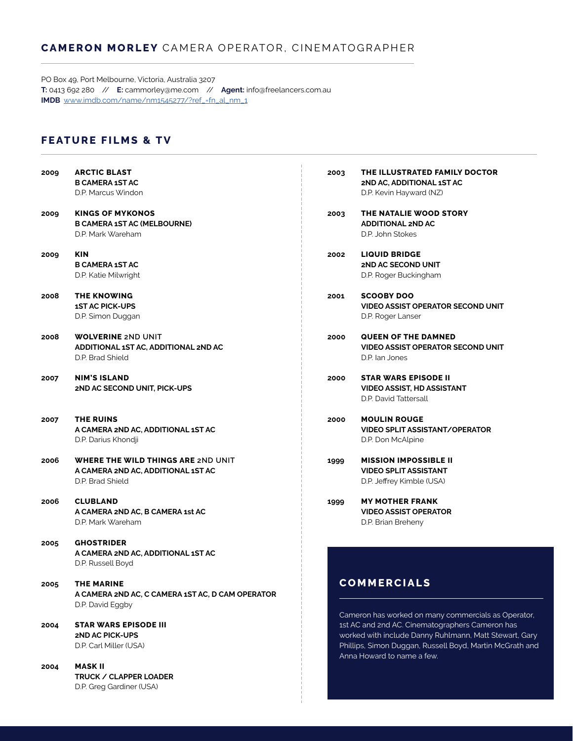# **CAMERON MORLEY** CAMERA OPERATOR, CINEMATOGRAPHER

PO Box 49, Port Melbourne, Victoria, Australia 3207
**T:** 0413 692 280 // **E:** cammorley@me.com // **Agent:** info@freelancers.com.au
**IMDB** www.imdb.com/name/nm1545277/?ref_=fn_al_nm_1

## FEATURE FILMS & TV

**2009** **ARCTIC BLAST**
**B CAMERA 1ST AC**
D.P. Marcus Windon

**2009** **KINGS OF MYKONOS**
**B CAMERA 1ST AC (MELBOURNE)**
D.P. Mark Wareham

**2009** **KIN**
**B CAMERA 1ST AC**
D.P. Katie Milwright

**2008** **THE KNOWING**
**1ST AC PICK-UPS**
D.P. Simon Duggan

**2008** **WOLVERINE** 2ND UNIT
**ADDITIONAL 1ST AC, ADDITIONAL 2ND AC**
D.P. Brad Shield

**2007** **NIM'S ISLAND**
**2ND AC SECOND UNIT, PICK-UPS**

**2007** **THE RUINS**
**A CAMERA 2ND AC, ADDITIONAL 1ST AC**
D.P. Darius Khondji

**2006** **WHERE THE WILD THINGS ARE** 2ND UNIT
**A CAMERA 2ND AC, ADDITIONAL 1ST AC**
D.P. Brad Shield

**2006** **CLUBLAND**
**A CAMERA 2ND AC, B CAMERA 1st AC**
D.P. Mark Wareham

**2005** **GHOSTRIDER**
**A CAMERA 2ND AC, ADDITIONAL 1ST AC**
D.P. Russell Boyd

**2005** **THE MARINE**
**A CAMERA 2ND AC, C CAMERA 1ST AC, D CAM OPERATOR**
D.P. David Eggby

**2004** **STAR WARS EPISODE III**
**2ND AC PICK-UPS**
D.P. Carl Miller (USA)

**2004** **MASK II**
**TRUCK / CLAPPER LOADER**
D.P. Greg Gardiner (USA)

**2003** **THE ILLUSTRATED FAMILY DOCTOR**
**2ND AC, ADDITIONAL 1ST AC**
D.P. Kevin Hayward (NZ)

**2003** **THE NATALIE WOOD STORY**
**ADDITIONAL 2ND AC**
D.P. John Stokes

**2002** **LIQUID BRIDGE**
**2ND AC SECOND UNIT**
D.P. Roger Buckingham

**2001** **SCOOBY DOO**
**VIDEO ASSIST OPERATOR SECOND UNIT**
D.P. Roger Lanser

**2000** **QUEEN OF THE DAMNED**
**VIDEO ASSIST OPERATOR SECOND UNIT**
D.P. Ian Jones

**2000** **STAR WARS EPISODE II**
**VIDEO ASSIST, HD ASSISTANT**
D.P. David Tattersall

**2000** **MOULIN ROUGE**
**VIDEO SPLIT ASSISTANT/OPERATOR**
D.P. Don McAlpine

**1999** **MISSION IMPOSSIBLE II**
**VIDEO SPLIT ASSISTANT**
D.P. Jeffrey Kimble (USA)

**1999** **MY MOTHER FRANK**
**VIDEO ASSIST OPERATOR**
D.P. Brian Breheny

## COMMERCIALS

Cameron has worked on many commercials as Operator, 1st AC and 2nd AC. Cinematographers Cameron has worked with include Danny Ruhlmann, Matt Stewart, Gary Phillips, Simon Duggan, Russell Boyd, Martin McGrath and Anna Howard to name a few.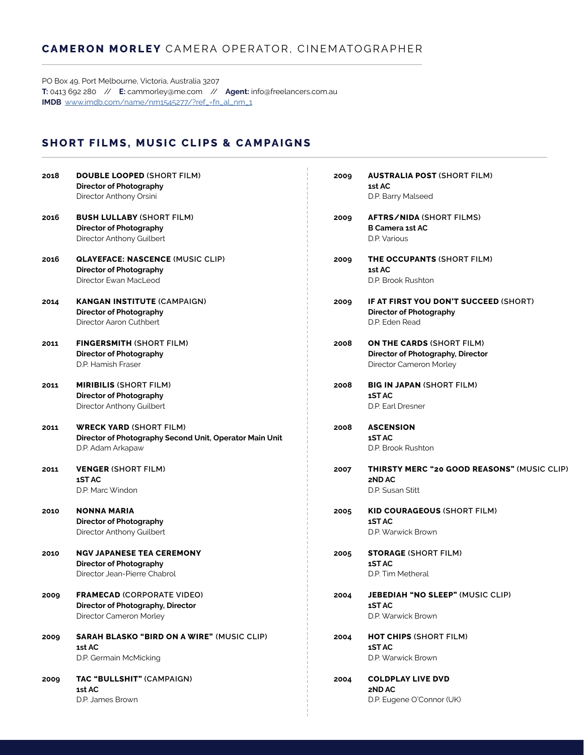**CAMERON MORLEY** CAMERA OPERATOR, CINEMATOGRAPHER

PO Box 49, Port Melbourne, Victoria, Australia 3207
**T:** 0413 692 280 // **E:** cammorley@me.com // **Agent:** info@freelancers.com.au
**IMDB** www.imdb.com/name/nm1545277/?ref_=fn_al_nm_1

## SHORT FILMS, MUSIC CLIPS & CAMPAIGNS

**2018** **DOUBLE LOOPED** (SHORT FILM)
**Director of Photography**
Director Anthony Orsini

**2016** **BUSH LULLABY** (SHORT FILM)
**Director of Photography**
Director Anthony Guilbert

**2016** **QLAYEFACE: NASCENCE** (MUSIC CLIP)
**Director of Photography**
Director Ewan MacLeod

**2014** **KANGAN INSTITUTE** (CAMPAIGN)
**Director of Photography**
Director Aaron Cuthbert

**2011** **FINGERSMITH** (SHORT FILM)
**Director of Photography**
D.P. Hamish Fraser

**2011** **MIRIBILIS** (SHORT FILM)
**Director of Photography**
Director Anthony Guilbert

**2011** **WRECK YARD** (SHORT FILM)
**Director of Photography Second Unit, Operator Main Unit**
D.P. Adam Arkapaw

**2011** **VENGER** (SHORT FILM)
**1ST AC**
D.P. Marc Windon

**2010** **NONNA MARIA**
**Director of Photography**
Director Anthony Guilbert

**2010** **NGV JAPANESE TEA CEREMONY**
**Director of Photography**
Director Jean-Pierre Chabrol

**2009** **FRAMECAD** (CORPORATE VIDEO)
**Director of Photography, Director**
Director Cameron Morley

**2009** **SARAH BLASKO "BIRD ON A WIRE"** (MUSIC CLIP)
**1st AC**
D.P. Germain McMicking

**2009** **TAC "BULLSHIT"** (CAMPAIGN)
**1st AC**
D.P. James Brown

**2009** **AUSTRALIA POST** (SHORT FILM)
**1st AC**
D.P. Barry Malseed

**2009** **AFTRS/NIDA** (SHORT FILMS)
**B Camera 1st AC**
D.P. Various

**2009** **THE OCCUPANTS** (SHORT FILM)
**1st AC**
D.P. Brook Rushton

**2009** **IF AT FIRST YOU DON'T SUCCEED** (SHORT)
**Director of Photography**
D.P. Eden Read

**2008** **ON THE CARDS** (SHORT FILM)
**Director of Photography, Director**
Director Cameron Morley

**2008** **BIG IN JAPAN** (SHORT FILM)
**1ST AC**
D.P. Earl Dresner

**2008** **ASCENSION**
**1ST AC**
D.P. Brook Rushton

**2007** **THIRSTY MERC "20 GOOD REASONS"** (MUSIC CLIP)
**2ND AC**
D.P. Susan Stitt

**2005** **KID COURAGEOUS** (SHORT FILM)
**1ST AC**
D.P. Warwick Brown

**2005** **STORAGE** (SHORT FILM)
**1ST AC**
D.P. Tim Metheral

**2004** **JEBEDIAH "NO SLEEP"** (MUSIC CLIP)
**1ST AC**
D.P. Warwick Brown

**2004** **HOT CHIPS** (SHORT FILM)
**1ST AC**
D.P. Warwick Brown

**2004** **COLDPLAY LIVE DVD**
**2ND AC**
D.P. Eugene O'Connor (UK)